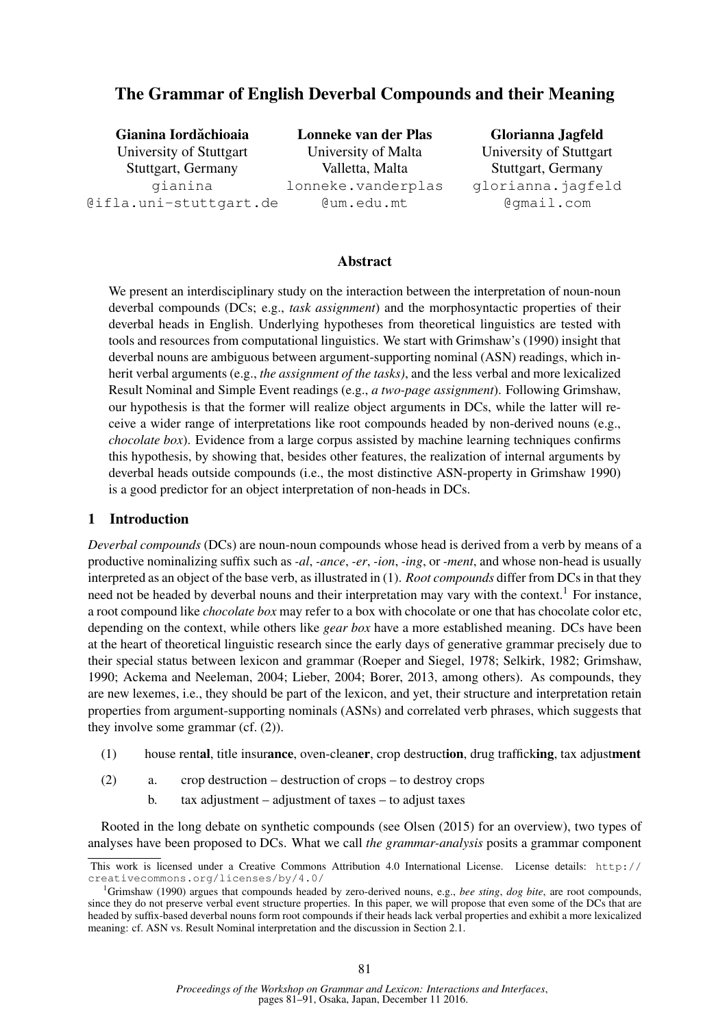# The Grammar of English Deverbal Compounds and their Meaning

**Gianina Iordăchioaia**
University of Stuttgart
Stuttgart, Germany
gianina@ifla.uni-stuttgart.de

**Lonneke van der Plas**
University of Malta
Valletta, Malta
lonneke.vanderplas@um.edu.mt

**Glorianna Jagfeld**
University of Stuttgart
Stuttgart, Germany
glorianna.jagfeld@gmail.com

## Abstract

We present an interdisciplinary study on the interaction between the interpretation of noun-noun deverbal compounds (DCs; e.g., *task assignment*) and the morphosyntactic properties of their deverbal heads in English. Underlying hypotheses from theoretical linguistics are tested with tools and resources from computational linguistics. We start with Grimshaw's (1990) insight that deverbal nouns are ambiguous between argument-supporting nominal (ASN) readings, which inherit verbal arguments (e.g., *the assignment of the tasks)*, and the less verbal and more lexicalized Result Nominal and Simple Event readings (e.g., *a two-page assignment*). Following Grimshaw, our hypothesis is that the former will realize object arguments in DCs, while the latter will receive a wider range of interpretations like root compounds headed by non-derived nouns (e.g., *chocolate box*). Evidence from a large corpus assisted by machine learning techniques confirms this hypothesis, by showing that, besides other features, the realization of internal arguments by deverbal heads outside compounds (i.e., the most distinctive ASN-property in Grimshaw 1990) is a good predictor for an object interpretation of non-heads in DCs.

## 1 Introduction

*Deverbal compounds* (DCs) are noun-noun compounds whose head is derived from a verb by means of a productive nominalizing suffix such as *-al*, *-ance*, *-er*, *-ion*, *-ing*, or *-ment*, and whose non-head is usually interpreted as an object of the base verb, as illustrated in (1). *Root compounds* differ from DCs in that they need not be headed by deverbal nouns and their interpretation may vary with the context.[1] For instance, a root compound like *chocolate box* may refer to a box with chocolate or one that has chocolate color etc, depending on the context, while others like *gear box* have a more established meaning. DCs have been at the heart of theoretical linguistic research since the early days of generative grammar precisely due to their special status between lexicon and grammar (Roeper and Siegel, 1978; Selkirk, 1982; Grimshaw, 1990; Ackema and Neeleman, 2004; Lieber, 2004; Borer, 2013, among others). As compounds, they are new lexemes, i.e., they should be part of the lexicon, and yet, their structure and interpretation retain properties from argument-supporting nominals (ASNs) and correlated verb phrases, which suggests that they involve some grammar (cf. (2)).

(1) house rent**al**, title insur**ance**, oven-clean**er**, crop destruct**ion**, drug traffick**ing**, tax adjust**ment**

(2) a. crop destruction – destruction of crops – to destroy crops
 b. tax adjustment – adjustment of taxes – to adjust taxes

Rooted in the long debate on synthetic compounds (see Olsen (2015) for an overview), two types of analyses have been proposed to DCs. What we call *the grammar-analysis* posits a grammar component

---

This work is licensed under a Creative Commons Attribution 4.0 International License. License details: http://creativecommons.org/licenses/by/4.0/

[1] Grimshaw (1990) argues that compounds headed by zero-derived nouns, e.g., *bee sting*, *dog bite*, are root compounds, since they do not preserve verbal event structure properties. In this paper, we will propose that even some of the DCs that are headed by suffix-based deverbal nouns form root compounds if their heads lack verbal properties and exhibit a more lexicalized meaning: cf. ASN vs. Result Nominal interpretation and the discussion in Section 2.1.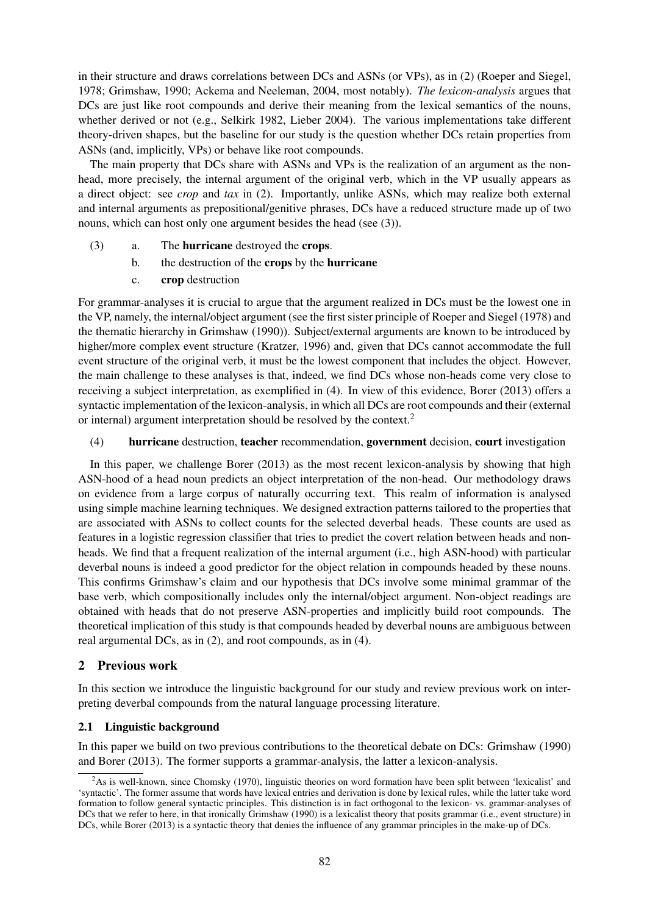in their structure and draws correlations between DCs and ASNs (or VPs), as in (2) (Roeper and Siegel, 1978; Grimshaw, 1990; Ackema and Neeleman, 2004, most notably). *The lexicon-analysis* argues that DCs are just like root compounds and derive their meaning from the lexical semantics of the nouns, whether derived or not (e.g., Selkirk 1982, Lieber 2004). The various implementations take different theory-driven shapes, but the baseline for our study is the question whether DCs retain properties from ASNs (and, implicitly, VPs) or behave like root compounds.

The main property that DCs share with ASNs and VPs is the realization of an argument as the non-head, more precisely, the internal argument of the original verb, which in the VP usually appears as a direct object: see *crop* and *tax* in (2). Importantly, unlike ASNs, which may realize both external and internal arguments as prepositional/genitive phrases, DCs have a reduced structure made up of two nouns, which can host only one argument besides the head (see (3)).

(3) a. The **hurricane** destroyed the **crops**.
  b. the destruction of the **crops** by the **hurricane**
  c. **crop** destruction

For grammar-analyses it is crucial to argue that the argument realized in DCs must be the lowest one in the VP, namely, the internal/object argument (see the first sister principle of Roeper and Siegel (1978) and the thematic hierarchy in Grimshaw (1990)). Subject/external arguments are known to be introduced by higher/more complex event structure (Kratzer, 1996) and, given that DCs cannot accommodate the full event structure of the original verb, it must be the lowest component that includes the object. However, the main challenge to these analyses is that, indeed, we find DCs whose non-heads come very close to receiving a subject interpretation, as exemplified in (4). In view of this evidence, Borer (2013) offers a syntactic implementation of the lexicon-analysis, in which all DCs are root compounds and their (external or internal) argument interpretation should be resolved by the context.[2]

(4) **hurricane** destruction, **teacher** recommendation, **government** decision, **court** investigation

In this paper, we challenge Borer (2013) as the most recent lexicon-analysis by showing that high ASN-hood of a head noun predicts an object interpretation of the non-head. Our methodology draws on evidence from a large corpus of naturally occurring text. This realm of information is analysed using simple machine learning techniques. We designed extraction patterns tailored to the properties that are associated with ASNs to collect counts for the selected deverbal heads. These counts are used as features in a logistic regression classifier that tries to predict the covert relation between heads and non-heads. We find that a frequent realization of the internal argument (i.e., high ASN-hood) with particular deverbal nouns is indeed a good predictor for the object relation in compounds headed by these nouns. This confirms Grimshaw's claim and our hypothesis that DCs involve some minimal grammar of the base verb, which compositionally includes only the internal/object argument. Non-object readings are obtained with heads that do not preserve ASN-properties and implicitly build root compounds. The theoretical implication of this study is that compounds headed by deverbal nouns are ambiguous between real argumental DCs, as in (2), and root compounds, as in (4).

## 2 Previous work

In this section we introduce the linguistic background for our study and review previous work on interpreting deverbal compounds from the natural language processing literature.

### 2.1 Linguistic background

In this paper we build on two previous contributions to the theoretical debate on DCs: Grimshaw (1990) and Borer (2013). The former supports a grammar-analysis, the latter a lexicon-analysis.

[2] As is well-known, since Chomsky (1970), linguistic theories on word formation have been split between 'lexicalist' and 'syntactic'. The former assume that words have lexical entries and derivation is done by lexical rules, while the latter take word formation to follow general syntactic principles. This distinction is in fact orthogonal to the lexicon- vs. grammar-analyses of DCs that we refer to here, in that ironically Grimshaw (1990) is a lexicalist theory that posits grammar (i.e., event structure) in DCs, while Borer (2013) is a syntactic theory that denies the influence of any grammar principles in the make-up of DCs.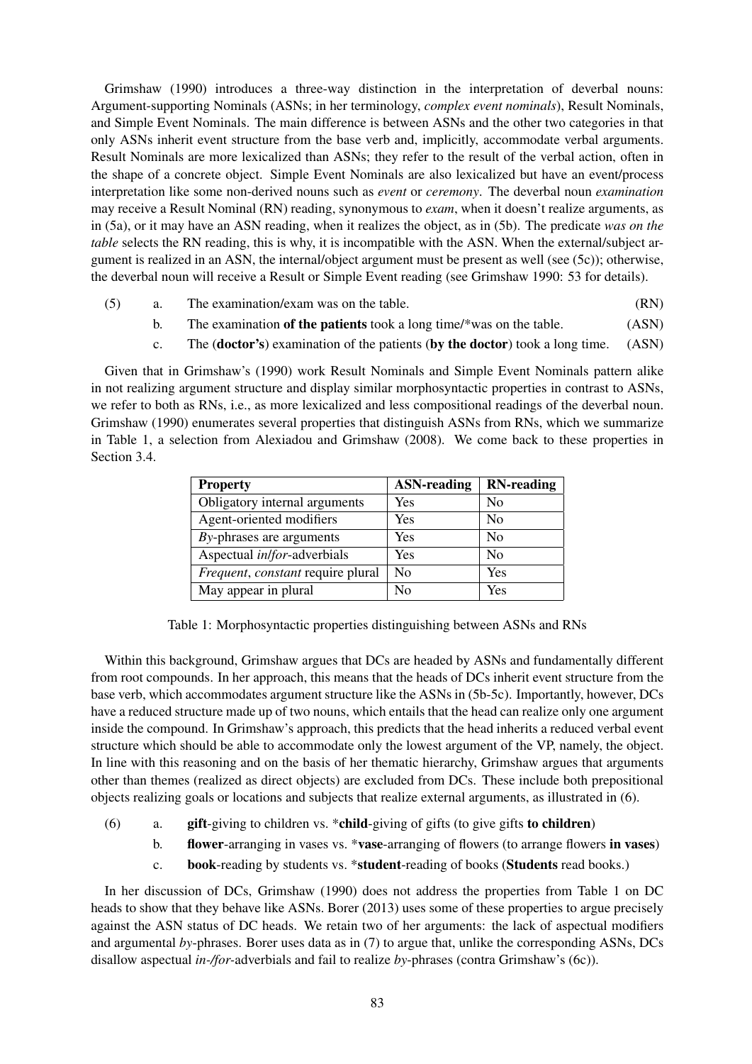Grimshaw (1990) introduces a three-way distinction in the interpretation of deverbal nouns: Argument-supporting Nominals (ASNs; in her terminology, *complex event nominals*), Result Nominals, and Simple Event Nominals. The main difference is between ASNs and the other two categories in that only ASNs inherit event structure from the base verb and, implicitly, accommodate verbal arguments. Result Nominals are more lexicalized than ASNs; they refer to the result of the verbal action, often in the shape of a concrete object. Simple Event Nominals are also lexicalized but have an event/process interpretation like some non-derived nouns such as *event* or *ceremony*. The deverbal noun *examination* may receive a Result Nominal (RN) reading, synonymous to *exam*, when it doesn't realize arguments, as in (5a), or it may have an ASN reading, when it realizes the object, as in (5b). The predicate *was on the table* selects the RN reading, this is why, it is incompatible with the ASN. When the external/subject argument is realized in an ASN, the internal/object argument must be present as well (see (5c)); otherwise, the deverbal noun will receive a Result or Simple Event reading (see Grimshaw 1990: 53 for details).

(5) a. The examination/exam was on the table. (RN)

b. The examination **of the patients** took a long time/*was on the table. (ASN)

c. The (**doctor's**) examination of the patients (**by the doctor**) took a long time. (ASN)

Given that in Grimshaw's (1990) work Result Nominals and Simple Event Nominals pattern alike in not realizing argument structure and display similar morphosyntactic properties in contrast to ASNs, we refer to both as RNs, i.e., as more lexicalized and less compositional readings of the deverbal noun. Grimshaw (1990) enumerates several properties that distinguish ASNs from RNs, which we summarize in Table 1, a selection from Alexiadou and Grimshaw (2008). We come back to these properties in Section 3.4.

| Property | ASN-reading | RN-reading |
|---|---|---|
| Obligatory internal arguments | Yes | No |
| Agent-oriented modifiers | Yes | No |
| *By*-phrases are arguments | Yes | No |
| Aspectual *in*/*for*-adverbials | Yes | No |
| *Frequent*, *constant* require plural | No | Yes |
| May appear in plural | No | Yes |

Table 1: Morphosyntactic properties distinguishing between ASNs and RNs

Within this background, Grimshaw argues that DCs are headed by ASNs and fundamentally different from root compounds. In her approach, this means that the heads of DCs inherit event structure from the base verb, which accommodates argument structure like the ASNs in (5b-5c). Importantly, however, DCs have a reduced structure made up of two nouns, which entails that the head can realize only one argument inside the compound. In Grimshaw's approach, this predicts that the head inherits a reduced verbal event structure which should be able to accommodate only the lowest argument of the VP, namely, the object. In line with this reasoning and on the basis of her thematic hierarchy, Grimshaw argues that arguments other than themes (realized as direct objects) are excluded from DCs. These include both prepositional objects realizing goals or locations and subjects that realize external arguments, as illustrated in (6).

(6) a. **gift**-giving to children vs. ***child**-giving of gifts (to give gifts **to children**)

b. **flower**-arranging in vases vs. ***vase**-arranging of flowers (to arrange flowers **in vases**)

c. **book**-reading by students vs. ***student**-reading of books (**Students** read books.)

In her discussion of DCs, Grimshaw (1990) does not address the properties from Table 1 on DC heads to show that they behave like ASNs. Borer (2013) uses some of these properties to argue precisely against the ASN status of DC heads. We retain two of her arguments: the lack of aspectual modifiers and argumental *by*-phrases. Borer uses data as in (7) to argue that, unlike the corresponding ASNs, DCs disallow aspectual *in-/for*-adverbials and fail to realize *by*-phrases (contra Grimshaw's (6c)).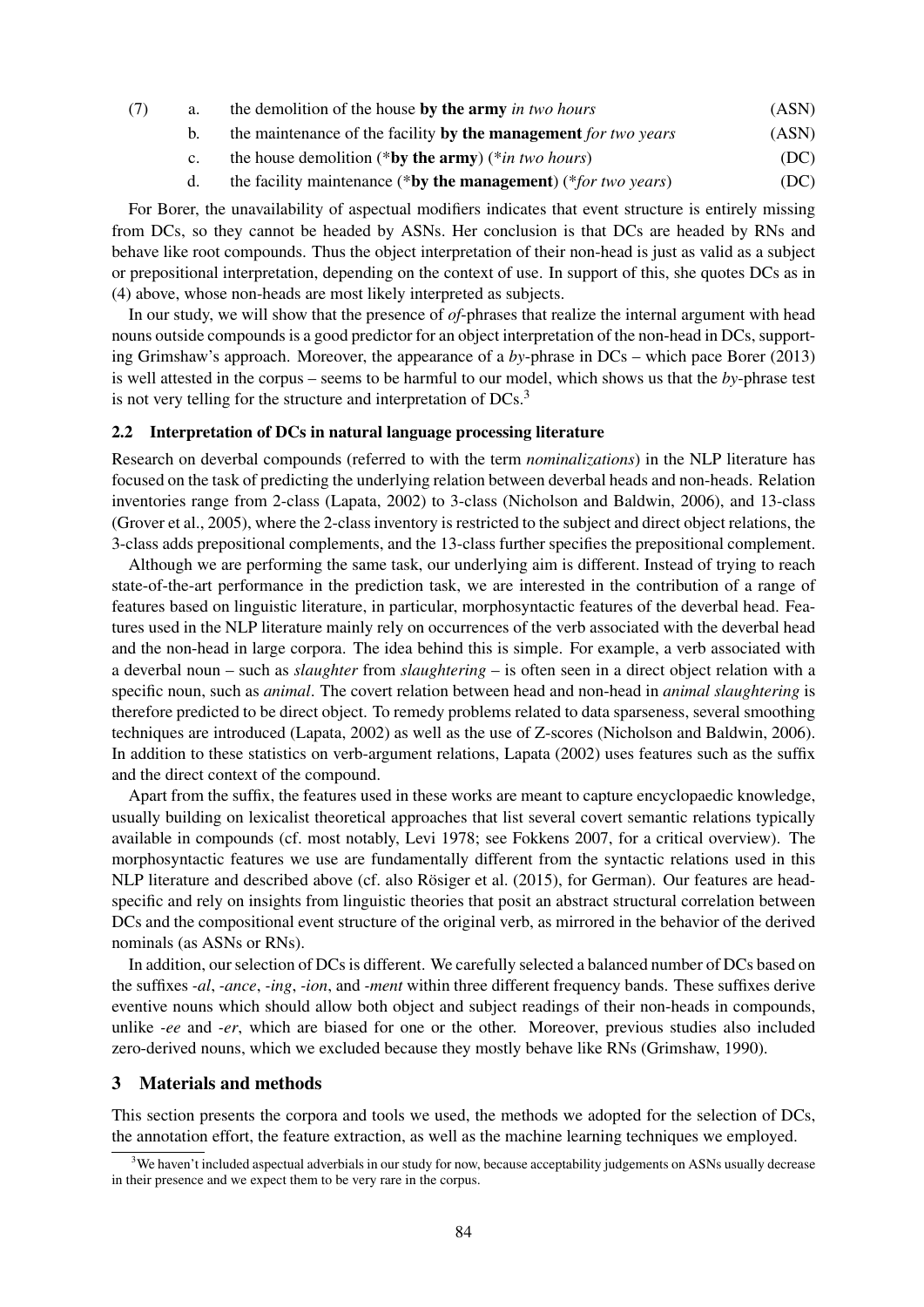(7) a. the demolition of the house **by the army** *in two hours* (ASN)

b. the maintenance of the facility **by the management** *for two years* (ASN)

c. the house demolition (***by the army**) (**in two hours*) (DC)

d. the facility maintenance (***by the management**) (**for two years*) (DC)

For Borer, the unavailability of aspectual modifiers indicates that event structure is entirely missing from DCs, so they cannot be headed by ASNs. Her conclusion is that DCs are headed by RNs and behave like root compounds. Thus the object interpretation of their non-head is just as valid as a subject or prepositional interpretation, depending on the context of use. In support of this, she quotes DCs as in (4) above, whose non-heads are most likely interpreted as subjects.

In our study, we will show that the presence of *of*-phrases that realize the internal argument with head nouns outside compounds is a good predictor for an object interpretation of the non-head in DCs, supporting Grimshaw's approach. Moreover, the appearance of a *by*-phrase in DCs – which pace Borer (2013) is well attested in the corpus – seems to be harmful to our model, which shows us that the *by*-phrase test is not very telling for the structure and interpretation of DCs.[3]

### 2.2 Interpretation of DCs in natural language processing literature

Research on deverbal compounds (referred to with the term *nominalizations*) in the NLP literature has focused on the task of predicting the underlying relation between deverbal heads and non-heads. Relation inventories range from 2-class (Lapata, 2002) to 3-class (Nicholson and Baldwin, 2006), and 13-class (Grover et al., 2005), where the 2-class inventory is restricted to the subject and direct object relations, the 3-class adds prepositional complements, and the 13-class further specifies the prepositional complement.

Although we are performing the same task, our underlying aim is different. Instead of trying to reach state-of-the-art performance in the prediction task, we are interested in the contribution of a range of features based on linguistic literature, in particular, morphosyntactic features of the deverbal head. Features used in the NLP literature mainly rely on occurrences of the verb associated with the deverbal head and the non-head in large corpora. The idea behind this is simple. For example, a verb associated with a deverbal noun – such as *slaughter* from *slaughtering* – is often seen in a direct object relation with a specific noun, such as *animal*. The covert relation between head and non-head in *animal slaughtering* is therefore predicted to be direct object. To remedy problems related to data sparseness, several smoothing techniques are introduced (Lapata, 2002) as well as the use of Z-scores (Nicholson and Baldwin, 2006). In addition to these statistics on verb-argument relations, Lapata (2002) uses features such as the suffix and the direct context of the compound.

Apart from the suffix, the features used in these works are meant to capture encyclopaedic knowledge, usually building on lexicalist theoretical approaches that list several covert semantic relations typically available in compounds (cf. most notably, Levi 1978; see Fokkens 2007, for a critical overview). The morphosyntactic features we use are fundamentally different from the syntactic relations used in this NLP literature and described above (cf. also Rösiger et al. (2015), for German). Our features are head-specific and rely on insights from linguistic theories that posit an abstract structural correlation between DCs and the compositional event structure of the original verb, as mirrored in the behavior of the derived nominals (as ASNs or RNs).

In addition, our selection of DCs is different. We carefully selected a balanced number of DCs based on the suffixes *-al*, *-ance*, *-ing*, *-ion*, and *-ment* within three different frequency bands. These suffixes derive eventive nouns which should allow both object and subject readings of their non-heads in compounds, unlike *-ee* and *-er*, which are biased for one or the other. Moreover, previous studies also included zero-derived nouns, which we excluded because they mostly behave like RNs (Grimshaw, 1990).

## 3 Materials and methods

This section presents the corpora and tools we used, the methods we adopted for the selection of DCs, the annotation effort, the feature extraction, as well as the machine learning techniques we employed.

[3] We haven't included aspectual adverbials in our study for now, because acceptability judgements on ASNs usually decrease in their presence and we expect them to be very rare in the corpus.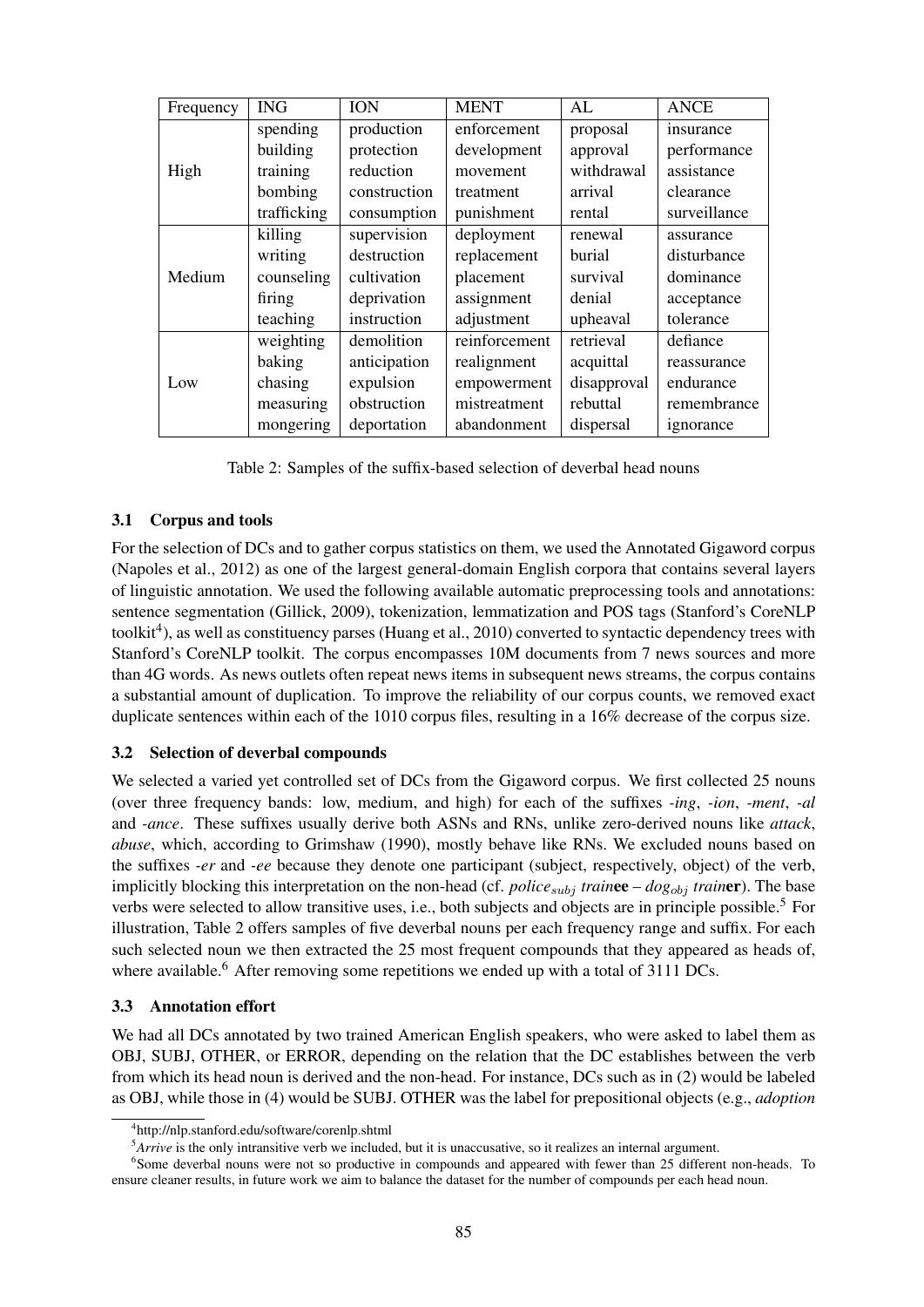| Frequency | ING | ION | MENT | AL | ANCE |
|---|---|---|---|---|---|
| High | spending | production | enforcement | proposal | insurance |
| | building | protection | development | approval | performance |
| | training | reduction | movement | withdrawal | assistance |
| | bombing | construction | treatment | arrival | clearance |
| | trafficking | consumption | punishment | rental | surveillance |
| Medium | killing | supervision | deployment | renewal | assurance |
| | writing | destruction | replacement | burial | disturbance |
| | counseling | cultivation | placement | survival | dominance |
| | firing | deprivation | assignment | denial | acceptance |
| | teaching | instruction | adjustment | upheaval | tolerance |
| Low | weighting | demolition | reinforcement | retrieval | defiance |
| | baking | anticipation | realignment | acquittal | reassurance |
| | chasing | expulsion | empowerment | disapproval | endurance |
| | measuring | obstruction | mistreatment | rebuttal | remembrance |
| | mongering | deportation | abandonment | dispersal | ignorance |

Table 2: Samples of the suffix-based selection of deverbal head nouns

### 3.1 Corpus and tools

For the selection of DCs and to gather corpus statistics on them, we used the Annotated Gigaword corpus (Napoles et al., 2012) as one of the largest general-domain English corpora that contains several layers of linguistic annotation. We used the following available automatic preprocessing tools and annotations: sentence segmentation (Gillick, 2009), tokenization, lemmatization and POS tags (Stanford's CoreNLP toolkit[4]), as well as constituency parses (Huang et al., 2010) converted to syntactic dependency trees with Stanford's CoreNLP toolkit. The corpus encompasses 10M documents from 7 news sources and more than 4G words. As news outlets often repeat news items in subsequent news streams, the corpus contains a substantial amount of duplication. To improve the reliability of our corpus counts, we removed exact duplicate sentences within each of the 1010 corpus files, resulting in a 16% decrease of the corpus size.

### 3.2 Selection of deverbal compounds

We selected a varied yet controlled set of DCs from the Gigaword corpus. We first collected 25 nouns (over three frequency bands: low, medium, and high) for each of the suffixes *-ing*, *-ion*, *-ment*, *-al* and *-ance*. These suffixes usually derive both ASNs and RNs, unlike zero-derived nouns like *attack*, *abuse*, which, according to Grimshaw (1990), mostly behave like RNs. We excluded nouns based on the suffixes *-er* and *-ee* because they denote one participant (subject, respectively, object) of the verb, implicitly blocking this interpretation on the non-head (cf. $police_{subj}$ *train***ee** – $dog_{obj}$ *train***er**). The base verbs were selected to allow transitive uses, i.e., both subjects and objects are in principle possible.[5] For illustration, Table 2 offers samples of five deverbal nouns per each frequency range and suffix. For each such selected noun we then extracted the 25 most frequent compounds that they appeared as heads of, where available.[6] After removing some repetitions we ended up with a total of 3111 DCs.

### 3.3 Annotation effort

We had all DCs annotated by two trained American English speakers, who were asked to label them as OBJ, SUBJ, OTHER, or ERROR, depending on the relation that the DC establishes between the verb from which its head noun is derived and the non-head. For instance, DCs such as in (2) would be labeled as OBJ, while those in (4) would be SUBJ. OTHER was the label for prepositional objects (e.g., *adoption*

[4] http://nlp.stanford.edu/software/corenlp.shtml

[5] *Arrive* is the only intransitive verb we included, but it is unaccusative, so it realizes an internal argument.

[6] Some deverbal nouns were not so productive in compounds and appeared with fewer than 25 different non-heads. To ensure cleaner results, in future work we aim to balance the dataset for the number of compounds per each head noun.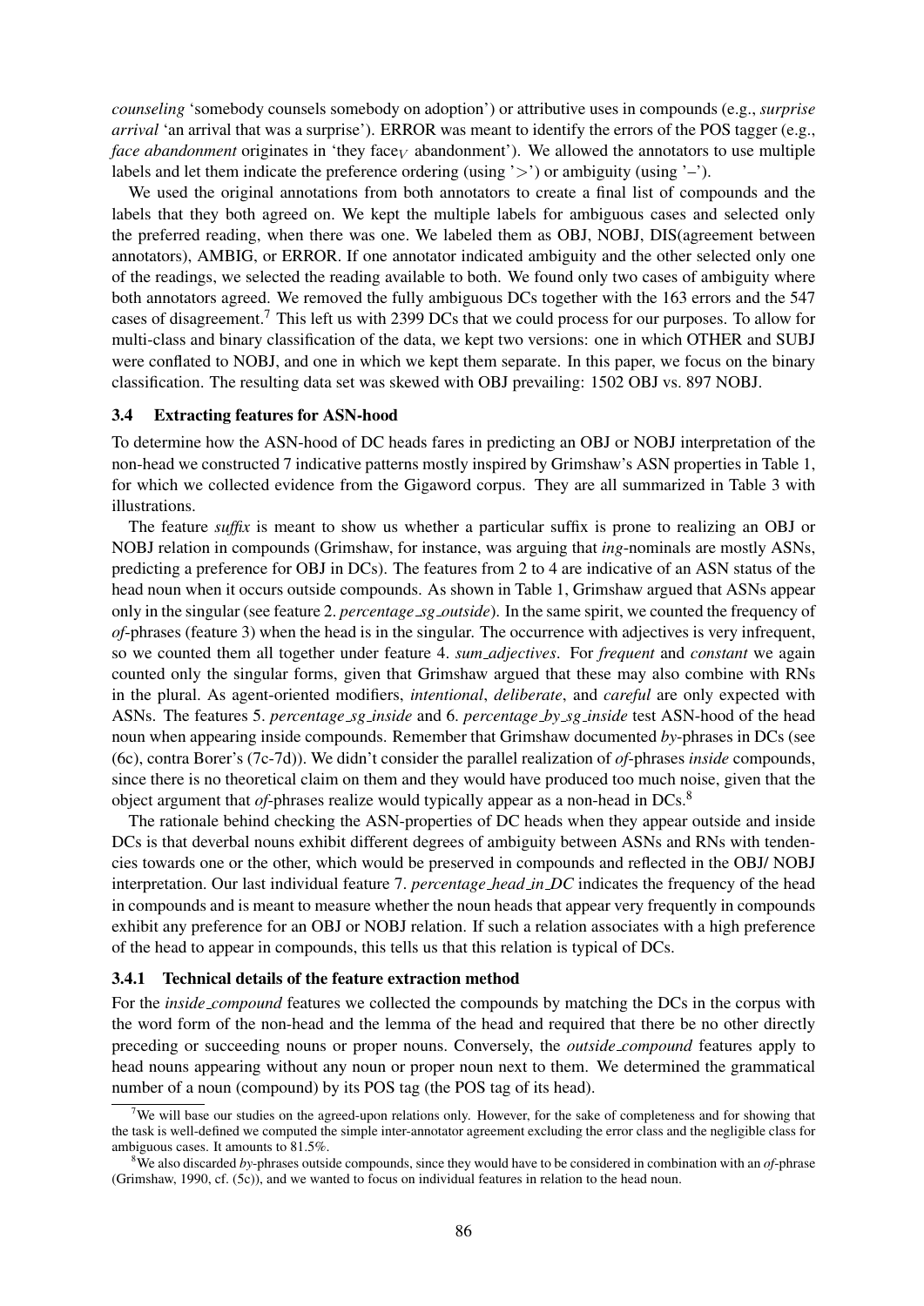*counseling* 'somebody counsels somebody on adoption') or attributive uses in compounds (e.g., *surprise arrival* 'an arrival that was a surprise'). ERROR was meant to identify the errors of the POS tagger (e.g., *face abandonment* originates in 'they face$_V$ abandonment'). We allowed the annotators to use multiple labels and let them indicate the preference ordering (using '>') or ambiguity (using '–').

We used the original annotations from both annotators to create a final list of compounds and the labels that they both agreed on. We kept the multiple labels for ambiguous cases and selected only the preferred reading, when there was one. We labeled them as OBJ, NOBJ, DIS(agreement between annotators), AMBIG, or ERROR. If one annotator indicated ambiguity and the other selected only one of the readings, we selected the reading available to both. We found only two cases of ambiguity where both annotators agreed. We removed the fully ambiguous DCs together with the 163 errors and the 547 cases of disagreement.[7] This left us with 2399 DCs that we could process for our purposes. To allow for multi-class and binary classification of the data, we kept two versions: one in which OTHER and SUBJ were conflated to NOBJ, and one in which we kept them separate. In this paper, we focus on the binary classification. The resulting data set was skewed with OBJ prevailing: 1502 OBJ vs. 897 NOBJ.

### 3.4 Extracting features for ASN-hood

To determine how the ASN-hood of DC heads fares in predicting an OBJ or NOBJ interpretation of the non-head we constructed 7 indicative patterns mostly inspired by Grimshaw's ASN properties in Table 1, for which we collected evidence from the Gigaword corpus. They are all summarized in Table 3 with illustrations.

The feature *suffix* is meant to show us whether a particular suffix is prone to realizing an OBJ or NOBJ relation in compounds (Grimshaw, for instance, was arguing that *ing*-nominals are mostly ASNs, predicting a preference for OBJ in DCs). The features from 2 to 4 are indicative of an ASN status of the head noun when it occurs outside compounds. As shown in Table 1, Grimshaw argued that ASNs appear only in the singular (see feature 2. *percentage_sg_outside*). In the same spirit, we counted the frequency of *of*-phrases (feature 3) when the head is in the singular. The occurrence with adjectives is very infrequent, so we counted them all together under feature 4. *sum_adjectives*. For *frequent* and *constant* we again counted only the singular forms, given that Grimshaw argued that these may also combine with RNs in the plural. As agent-oriented modifiers, *intentional*, *deliberate*, and *careful* are only expected with ASNs. The features 5. *percentage_sg_inside* and 6. *percentage_by_sg_inside* test ASN-hood of the head noun when appearing inside compounds. Remember that Grimshaw documented *by*-phrases in DCs (see (6c), contra Borer's (7c-7d)). We didn't consider the parallel realization of *of*-phrases *inside* compounds, since there is no theoretical claim on them and they would have produced too much noise, given that the object argument that *of*-phrases realize would typically appear as a non-head in DCs.[8]

The rationale behind checking the ASN-properties of DC heads when they appear outside and inside DCs is that deverbal nouns exhibit different degrees of ambiguity between ASNs and RNs with tendencies towards one or the other, which would be preserved in compounds and reflected in the OBJ/ NOBJ interpretation. Our last individual feature 7. *percentage_head_in_DC* indicates the frequency of the head in compounds and is meant to measure whether the noun heads that appear very frequently in compounds exhibit any preference for an OBJ or NOBJ relation. If such a relation associates with a high preference of the head to appear in compounds, this tells us that this relation is typical of DCs.

#### 3.4.1 Technical details of the feature extraction method

For the *inside_compound* features we collected the compounds by matching the DCs in the corpus with the word form of the non-head and the lemma of the head and required that there be no other directly preceding or succeeding nouns or proper nouns. Conversely, the *outside_compound* features apply to head nouns appearing without any noun or proper noun next to them. We determined the grammatical number of a noun (compound) by its POS tag (the POS tag of its head).

[7] We will base our studies on the agreed-upon relations only. However, for the sake of completeness and for showing that the task is well-defined we computed the simple inter-annotator agreement excluding the error class and the negligible class for ambiguous cases. It amounts to 81.5%.

[8] We also discarded *by*-phrases outside compounds, since they would have to be considered in combination with an *of*-phrase (Grimshaw, 1990, cf. (5c)), and we wanted to focus on individual features in relation to the head noun.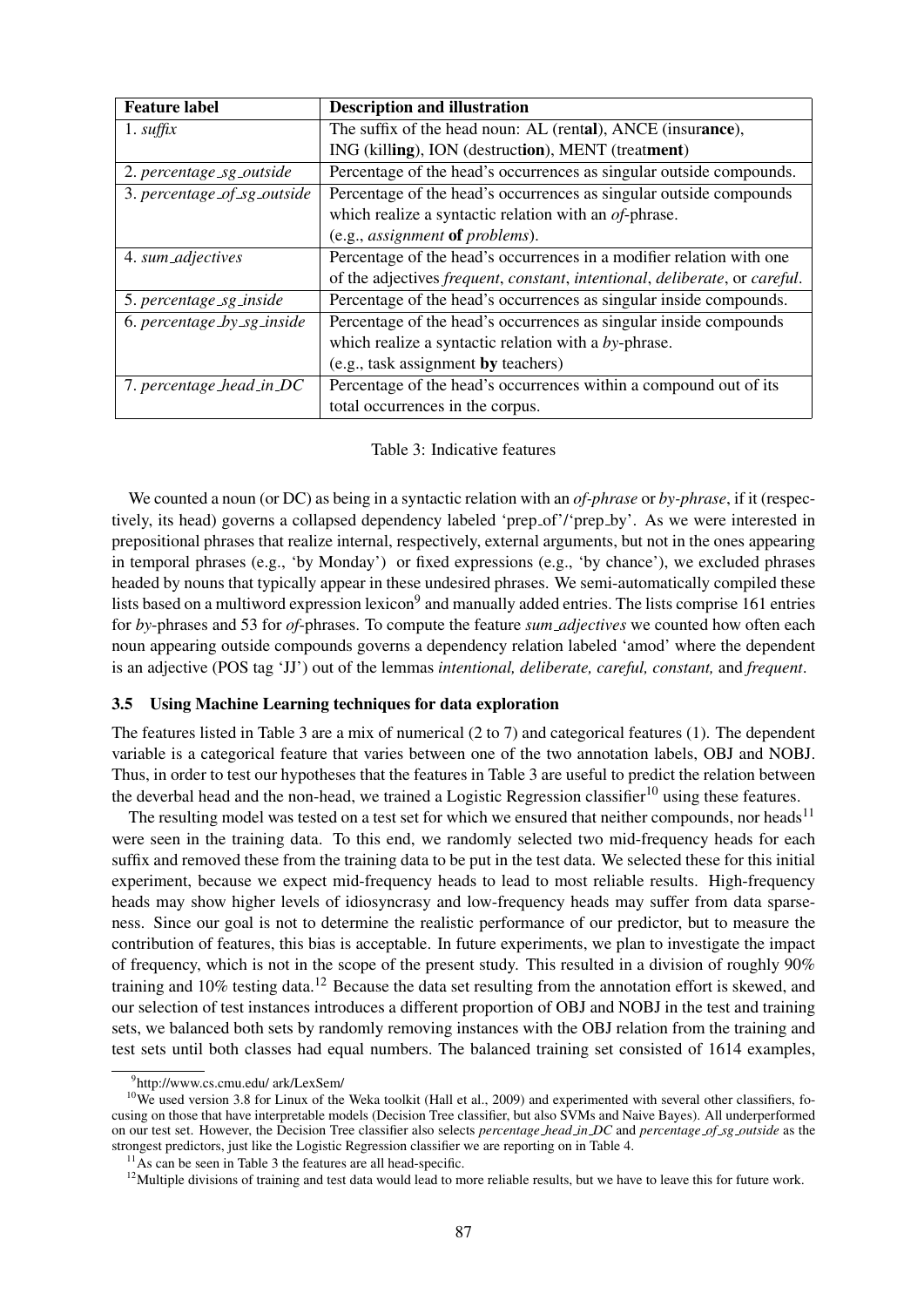| Feature label | Description and illustration |
|---|---|
| 1. *suffix* | The suffix of the head noun: AL (rent**al**), ANCE (insur**ance**), ING (kill**ing**), ION (destruct**ion**), MENT (treat**ment**) |
| 2. *percentage_sg_outside* | Percentage of the head's occurrences as singular outside compounds. |
| 3. *percentage_of_sg_outside* | Percentage of the head's occurrences as singular outside compounds which realize a syntactic relation with an *of*-phrase. (e.g., *assignment* **of** *problems*). |
| 4. *sum_adjectives* | Percentage of the head's occurrences in a modifier relation with one of the adjectives *frequent*, *constant*, *intentional*, *deliberate*, or *careful*. |
| 5. *percentage_sg_inside* | Percentage of the head's occurrences as singular inside compounds. |
| 6. *percentage_by_sg_inside* | Percentage of the head's occurrences as singular inside compounds which realize a syntactic relation with a *by*-phrase. (e.g., task assignment **by** teachers) |
| 7. *percentage_head_in_DC* | Percentage of the head's occurrences within a compound out of its total occurrences in the corpus. |

Table 3: Indicative features

We counted a noun (or DC) as being in a syntactic relation with an *of-phrase* or *by-phrase*, if it (respectively, its head) governs a collapsed dependency labeled 'prep_of'/'prep_by'. As we were interested in prepositional phrases that realize internal, respectively, external arguments, but not in the ones appearing in temporal phrases (e.g., 'by Monday') or fixed expressions (e.g., 'by chance'), we excluded phrases headed by nouns that typically appear in these undesired phrases. We semi-automatically compiled these lists based on a multiword expression lexicon[9] and manually added entries. The lists comprise 161 entries for *by*-phrases and 53 for *of*-phrases. To compute the feature *sum_adjectives* we counted how often each noun appearing outside compounds governs a dependency relation labeled 'amod' where the dependent is an adjective (POS tag 'JJ') out of the lemmas *intentional, deliberate, careful, constant,* and *frequent*.

### 3.5 Using Machine Learning techniques for data exploration

The features listed in Table 3 are a mix of numerical (2 to 7) and categorical features (1). The dependent variable is a categorical feature that varies between one of the two annotation labels, OBJ and NOBJ. Thus, in order to test our hypotheses that the features in Table 3 are useful to predict the relation between the deverbal head and the non-head, we trained a Logistic Regression classifier[10] using these features.

The resulting model was tested on a test set for which we ensured that neither compounds, nor heads[11] were seen in the training data. To this end, we randomly selected two mid-frequency heads for each suffix and removed these from the training data to be put in the test data. We selected these for this initial experiment, because we expect mid-frequency heads to lead to most reliable results. High-frequency heads may show higher levels of idiosyncrasy and low-frequency heads may suffer from data sparseness. Since our goal is not to determine the realistic performance of our predictor, but to measure the contribution of features, this bias is acceptable. In future experiments, we plan to investigate the impact of frequency, which is not in the scope of the present study. This resulted in a division of roughly 90% training and 10% testing data.[12] Because the data set resulting from the annotation effort is skewed, and our selection of test instances introduces a different proportion of OBJ and NOBJ in the test and training sets, we balanced both sets by randomly removing instances with the OBJ relation from the training and test sets until both classes had equal numbers. The balanced training set consisted of 1614 examples,

[9] http://www.cs.cmu.edu/ ark/LexSem/

[10] We used version 3.8 for Linux of the Weka toolkit (Hall et al., 2009) and experimented with several other classifiers, focusing on those that have interpretable models (Decision Tree classifier, but also SVMs and Naive Bayes). All underperformed on our test set. However, the Decision Tree classifier also selects *percentage_head_in_DC* and *percentage_of_sg_outside* as the strongest predictors, just like the Logistic Regression classifier we are reporting on in Table 4.

[11] As can be seen in Table 3 the features are all head-specific.

[12] Multiple divisions of training and test data would lead to more reliable results, but we have to leave this for future work.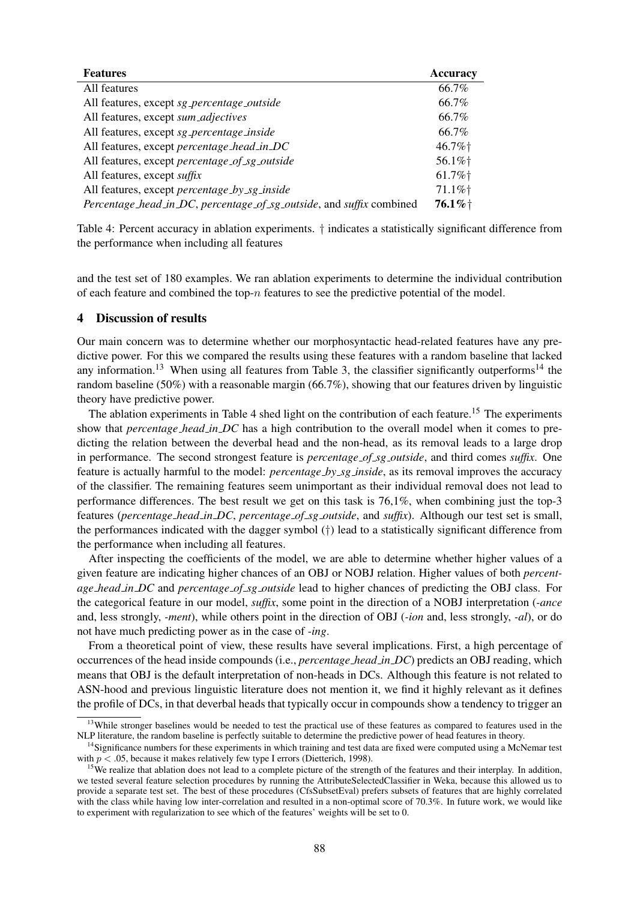| Features | Accuracy |
|---|---|
| All features | 66.7% |
| All features, except *sg_percentage_outside* | 66.7% |
| All features, except *sum_adjectives* | 66.7% |
| All features, except *sg_percentage_inside* | 66.7% |
| All features, except *percentage_head_in_DC* | 46.7%† |
| All features, except *percentage_of_sg_outside* | 56.1%† |
| All features, except *suffix* | 61.7%† |
| All features, except *percentage_by_sg_inside* | 71.1%† |
| *Percentage_head_in_DC*, *percentage_of_sg_outside*, and *suffix* combined | **76.1%**† |

Table 4: Percent accuracy in ablation experiments. † indicates a statistically significant difference from the performance when including all features

and the test set of 180 examples. We ran ablation experiments to determine the individual contribution of each feature and combined the top-$n$ features to see the predictive potential of the model.

## 4 Discussion of results

Our main concern was to determine whether our morphosyntactic head-related features have any predictive power. For this we compared the results using these features with a random baseline that lacked any information.[13] When using all features from Table 3, the classifier significantly outperforms[14] the random baseline (50%) with a reasonable margin (66.7%), showing that our features driven by linguistic theory have predictive power.

The ablation experiments in Table 4 shed light on the contribution of each feature.[15] The experiments show that *percentage_head_in_DC* has a high contribution to the overall model when it comes to predicting the relation between the deverbal head and the non-head, as its removal leads to a large drop in performance. The second strongest feature is *percentage_of_sg_outside*, and third comes *suffix*. One feature is actually harmful to the model: *percentage_by_sg_inside*, as its removal improves the accuracy of the classifier. The remaining features seem unimportant as their individual removal does not lead to performance differences. The best result we get on this task is 76,1%, when combining just the top-3 features (*percentage_head_in_DC*, *percentage_of_sg_outside*, and *suffix*). Although our test set is small, the performances indicated with the dagger symbol (†) lead to a statistically significant difference from the performance when including all features.

After inspecting the coefficients of the model, we are able to determine whether higher values of a given feature are indicating higher chances of an OBJ or NOBJ relation. Higher values of both *percentage_head_in_DC* and *percentage_of_sg_outside* lead to higher chances of predicting the OBJ class. For the categorical feature in our model, *suffix*, some point in the direction of a NOBJ interpretation (*-ance* and, less strongly, *-ment*), while others point in the direction of OBJ (*-ion* and, less strongly, *-al*), or do not have much predicting power as in the case of *-ing*.

From a theoretical point of view, these results have several implications. First, a high percentage of occurrences of the head inside compounds (i.e., *percentage_head_in_DC*) predicts an OBJ reading, which means that OBJ is the default interpretation of non-heads in DCs. Although this feature is not related to ASN-hood and previous linguistic literature does not mention it, we find it highly relevant as it defines the profile of DCs, in that deverbal heads that typically occur in compounds show a tendency to trigger an

[13] While stronger baselines would be needed to test the practical use of these features as compared to features used in the NLP literature, the random baseline is perfectly suitable to determine the predictive power of head features in theory.

[14] Significance numbers for these experiments in which training and test data are fixed were computed using a McNemar test with $p < .05$, because it makes relatively few type I errors (Dietterich, 1998).

[15] We realize that ablation does not lead to a complete picture of the strength of the features and their interplay. In addition, we tested several feature selection procedures by running the AttributeSelectedClassifier in Weka, because this allowed us to provide a separate test set. The best of these procedures (CfsSubsetEval) prefers subsets of features that are highly correlated with the class while having low inter-correlation and resulted in a non-optimal score of 70.3%. In future work, we would like to experiment with regularization to see which of the features' weights will be set to 0.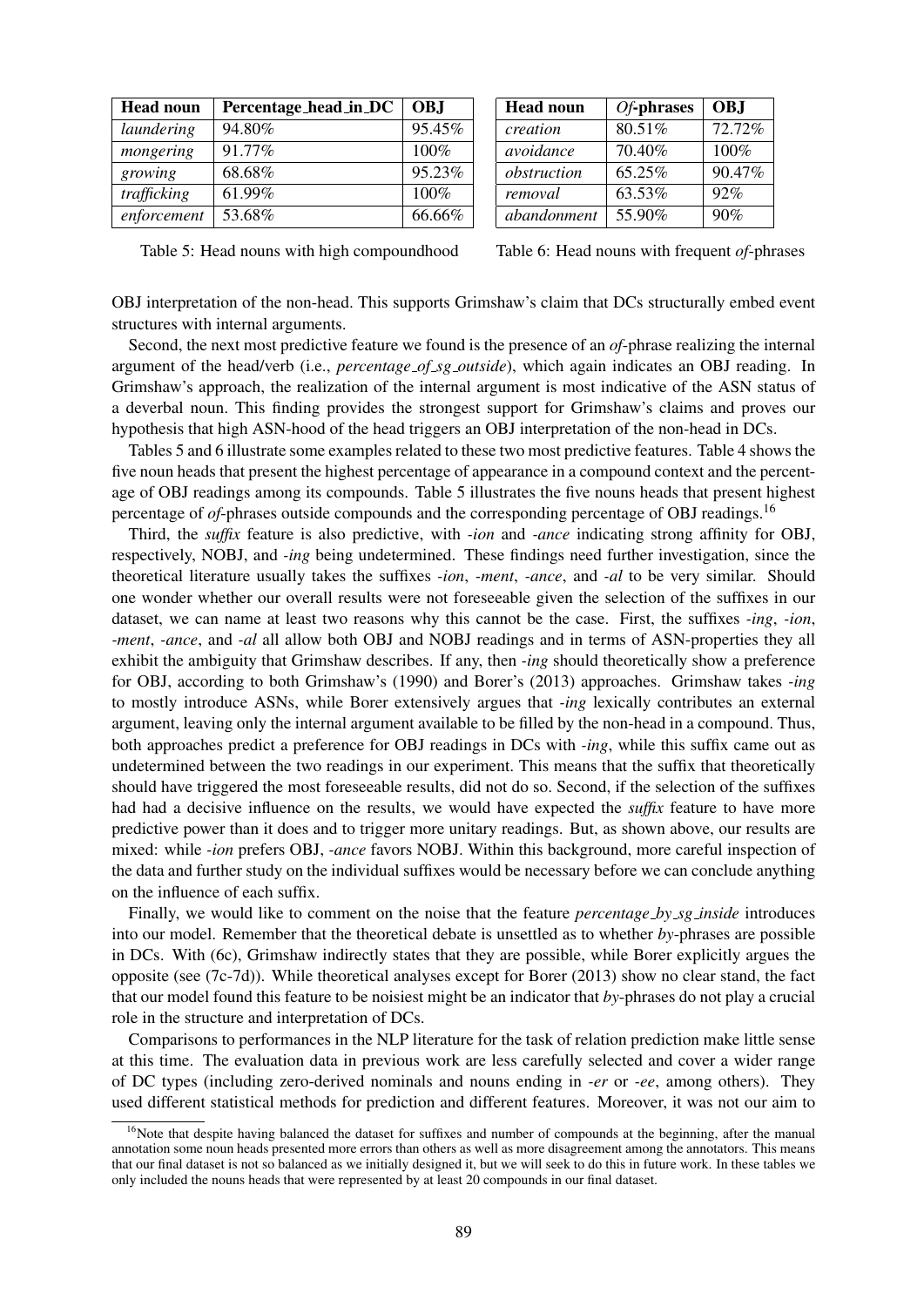| Head noun | Percentage_head_in_DC | OBJ |
| --- | --- | --- |
| *laundering* | 94.80% | 95.45% |
| *mongering* | 91.77% | 100% |
| *growing* | 68.68% | 95.23% |
| *trafficking* | 61.99% | 100% |
| *enforcement* | 53.68% | 66.66% |

Table 5: Head nouns with high compoundhood

| Head noun | *Of*-phrases | OBJ |
| --- | --- | --- |
| *creation* | 80.51% | 72.72% |
| *avoidance* | 70.40% | 100% |
| *obstruction* | 65.25% | 90.47% |
| *removal* | 63.53% | 92% |
| *abandonment* | 55.90% | 90% |

Table 6: Head nouns with frequent *of*-phrases

OBJ interpretation of the non-head. This supports Grimshaw's claim that DCs structurally embed event structures with internal arguments.

Second, the next most predictive feature we found is the presence of an *of*-phrase realizing the internal argument of the head/verb (i.e., *percentage_of_sg_outside*), which again indicates an OBJ reading. In Grimshaw's approach, the realization of the internal argument is most indicative of the ASN status of a deverbal noun. This finding provides the strongest support for Grimshaw's claims and proves our hypothesis that high ASN-hood of the head triggers an OBJ interpretation of the non-head in DCs.

Tables 5 and 6 illustrate some examples related to these two most predictive features. Table 4 shows the five noun heads that present the highest percentage of appearance in a compound context and the percentage of OBJ readings among its compounds. Table 5 illustrates the five nouns heads that present highest percentage of *of*-phrases outside compounds and the corresponding percentage of OBJ readings.[16]

Third, the *suffix* feature is also predictive, with *-ion* and *-ance* indicating strong affinity for OBJ, respectively, NOBJ, and *-ing* being undetermined. These findings need further investigation, since the theoretical literature usually takes the suffixes *-ion*, *-ment*, *-ance*, and *-al* to be very similar. Should one wonder whether our overall results were not foreseeable given the selection of the suffixes in our dataset, we can name at least two reasons why this cannot be the case. First, the suffixes *-ing*, *-ion*, *-ment*, *-ance*, and *-al* all allow both OBJ and NOBJ readings and in terms of ASN-properties they all exhibit the ambiguity that Grimshaw describes. If any, then *-ing* should theoretically show a preference for OBJ, according to both Grimshaw's (1990) and Borer's (2013) approaches. Grimshaw takes *-ing* to mostly introduce ASNs, while Borer extensively argues that *-ing* lexically contributes an external argument, leaving only the internal argument available to be filled by the non-head in a compound. Thus, both approaches predict a preference for OBJ readings in DCs with *-ing*, while this suffix came out as undetermined between the two readings in our experiment. This means that the suffix that theoretically should have triggered the most foreseeable results, did not do so. Second, if the selection of the suffixes had had a decisive influence on the results, we would have expected the *suffix* feature to have more predictive power than it does and to trigger more unitary readings. But, as shown above, our results are mixed: while *-ion* prefers OBJ, *-ance* favors NOBJ. Within this background, more careful inspection of the data and further study on the individual suffixes would be necessary before we can conclude anything on the influence of each suffix.

Finally, we would like to comment on the noise that the feature *percentage_by_sg_inside* introduces into our model. Remember that the theoretical debate is unsettled as to whether *by*-phrases are possible in DCs. With (6c), Grimshaw indirectly states that they are possible, while Borer explicitly argues the opposite (see (7c-7d)). While theoretical analyses except for Borer (2013) show no clear stand, the fact that our model found this feature to be noisiest might be an indicator that *by*-phrases do not play a crucial role in the structure and interpretation of DCs.

Comparisons to performances in the NLP literature for the task of relation prediction make little sense at this time. The evaluation data in previous work are less carefully selected and cover a wider range of DC types (including zero-derived nominals and nouns ending in *-er* or *-ee*, among others). They used different statistical methods for prediction and different features. Moreover, it was not our aim to

[16] Note that despite having balanced the dataset for suffixes and number of compounds at the beginning, after the manual annotation some noun heads presented more errors than others as well as more disagreement among the annotators. This means that our final dataset is not so balanced as we initially designed it, but we will seek to do this in future work. In these tables we only included the nouns heads that were represented by at least 20 compounds in our final dataset.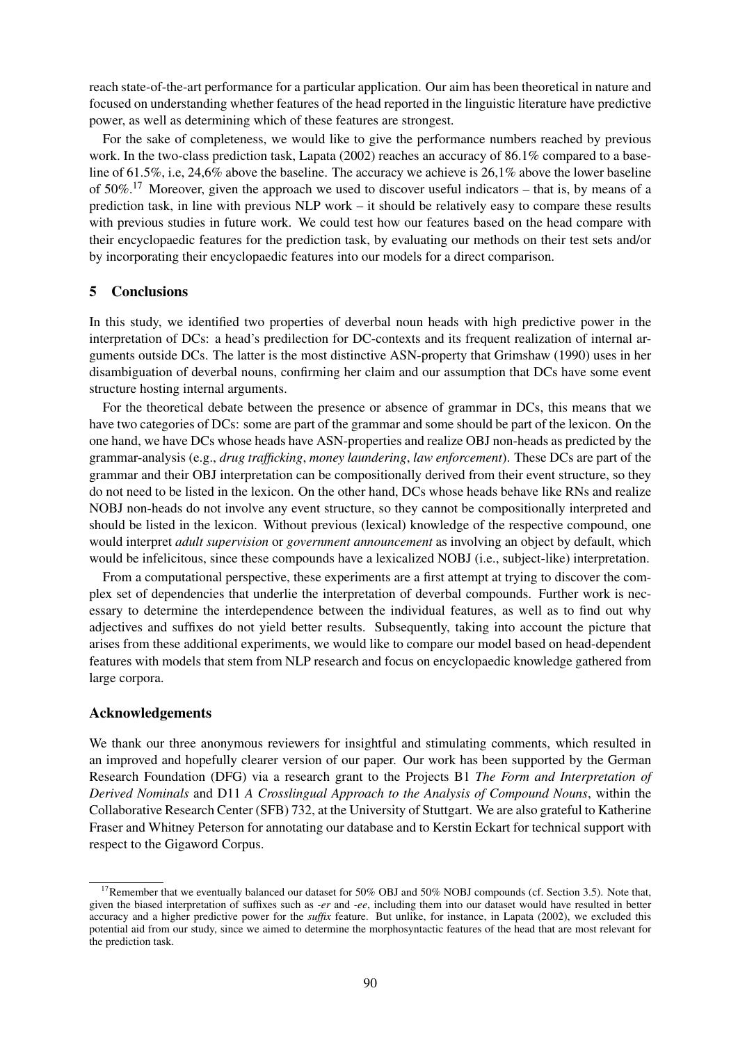reach state-of-the-art performance for a particular application. Our aim has been theoretical in nature and focused on understanding whether features of the head reported in the linguistic literature have predictive power, as well as determining which of these features are strongest.

For the sake of completeness, we would like to give the performance numbers reached by previous work. In the two-class prediction task, Lapata (2002) reaches an accuracy of 86.1% compared to a baseline of 61.5%, i.e, 24,6% above the baseline. The accuracy we achieve is 26,1% above the lower baseline of 50%.[17] Moreover, given the approach we used to discover useful indicators – that is, by means of a prediction task, in line with previous NLP work – it should be relatively easy to compare these results with previous studies in future work. We could test how our features based on the head compare with their encyclopaedic features for the prediction task, by evaluating our methods on their test sets and/or by incorporating their encyclopaedic features into our models for a direct comparison.

## 5 Conclusions

In this study, we identified two properties of deverbal noun heads with high predictive power in the interpretation of DCs: a head's predilection for DC-contexts and its frequent realization of internal arguments outside DCs. The latter is the most distinctive ASN-property that Grimshaw (1990) uses in her disambiguation of deverbal nouns, confirming her claim and our assumption that DCs have some event structure hosting internal arguments.

For the theoretical debate between the presence or absence of grammar in DCs, this means that we have two categories of DCs: some are part of the grammar and some should be part of the lexicon. On the one hand, we have DCs whose heads have ASN-properties and realize OBJ non-heads as predicted by the grammar-analysis (e.g., *drug trafficking*, *money laundering*, *law enforcement*). These DCs are part of the grammar and their OBJ interpretation can be compositionally derived from their event structure, so they do not need to be listed in the lexicon. On the other hand, DCs whose heads behave like RNs and realize NOBJ non-heads do not involve any event structure, so they cannot be compositionally interpreted and should be listed in the lexicon. Without previous (lexical) knowledge of the respective compound, one would interpret *adult supervision* or *government announcement* as involving an object by default, which would be infelicitous, since these compounds have a lexicalized NOBJ (i.e., subject-like) interpretation.

From a computational perspective, these experiments are a first attempt at trying to discover the complex set of dependencies that underlie the interpretation of deverbal compounds. Further work is necessary to determine the interdependence between the individual features, as well as to find out why adjectives and suffixes do not yield better results. Subsequently, taking into account the picture that arises from these additional experiments, we would like to compare our model based on head-dependent features with models that stem from NLP research and focus on encyclopaedic knowledge gathered from large corpora.

## Acknowledgements

We thank our three anonymous reviewers for insightful and stimulating comments, which resulted in an improved and hopefully clearer version of our paper. Our work has been supported by the German Research Foundation (DFG) via a research grant to the Projects B1 *The Form and Interpretation of Derived Nominals* and D11 *A Crosslingual Approach to the Analysis of Compound Nouns*, within the Collaborative Research Center (SFB) 732, at the University of Stuttgart. We are also grateful to Katherine Fraser and Whitney Peterson for annotating our database and to Kerstin Eckart for technical support with respect to the Gigaword Corpus.

[17] Remember that we eventually balanced our dataset for 50% OBJ and 50% NOBJ compounds (cf. Section 3.5). Note that, given the biased interpretation of suffixes such as *-er* and *-ee*, including them into our dataset would have resulted in better accuracy and a higher predictive power for the *suffix* feature. But unlike, for instance, in Lapata (2002), we excluded this potential aid from our study, since we aimed to determine the morphosyntactic features of the head that are most relevant for the prediction task.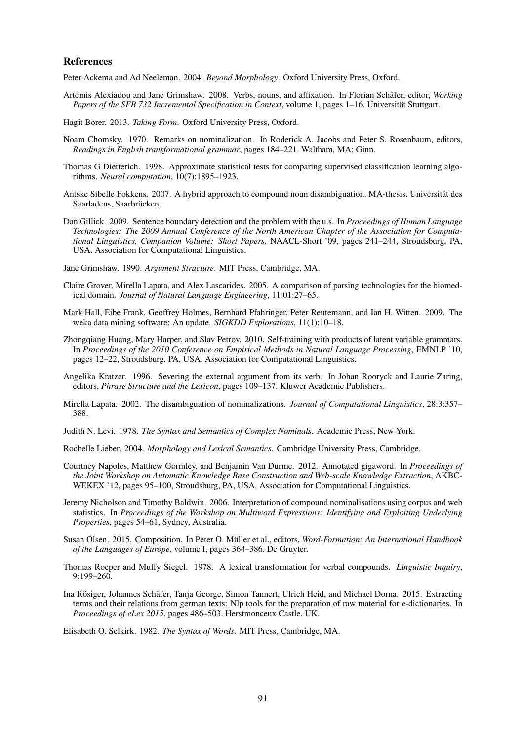## References

Peter Ackema and Ad Neeleman. 2004. *Beyond Morphology*. Oxford University Press, Oxford.

Artemis Alexiadou and Jane Grimshaw. 2008. Verbs, nouns, and affixation. In Florian Schäfer, editor, *Working Papers of the SFB 732 Incremental Specification in Context*, volume 1, pages 1–16. Universität Stuttgart.

Hagit Borer. 2013. *Taking Form*. Oxford University Press, Oxford.

Noam Chomsky. 1970. Remarks on nominalization. In Roderick A. Jacobs and Peter S. Rosenbaum, editors, *Readings in English transformational grammar*, pages 184–221. Waltham, MA: Ginn.

Thomas G Dietterich. 1998. Approximate statistical tests for comparing supervised classification learning algorithms. *Neural computation*, 10(7):1895–1923.

Antske Sibelle Fokkens. 2007. A hybrid approach to compound noun disambiguation. MA-thesis. Universität des Saarladens, Saarbrücken.

Dan Gillick. 2009. Sentence boundary detection and the problem with the u.s. In *Proceedings of Human Language Technologies: The 2009 Annual Conference of the North American Chapter of the Association for Computational Linguistics, Companion Volume: Short Papers*, NAACL-Short '09, pages 241–244, Stroudsburg, PA, USA. Association for Computational Linguistics.

Jane Grimshaw. 1990. *Argument Structure*. MIT Press, Cambridge, MA.

Claire Grover, Mirella Lapata, and Alex Lascarides. 2005. A comparison of parsing technologies for the biomedical domain. *Journal of Natural Language Engineering*, 11:01:27–65.

Mark Hall, Eibe Frank, Geoffrey Holmes, Bernhard Pfahringer, Peter Reutemann, and Ian H. Witten. 2009. The weka data mining software: An update. *SIGKDD Explorations*, 11(1):10–18.

Zhongqiang Huang, Mary Harper, and Slav Petrov. 2010. Self-training with products of latent variable grammars. In *Proceedings of the 2010 Conference on Empirical Methods in Natural Language Processing*, EMNLP '10, pages 12–22, Stroudsburg, PA, USA. Association for Computational Linguistics.

Angelika Kratzer. 1996. Severing the external argument from its verb. In Johan Rooryck and Laurie Zaring, editors, *Phrase Structure and the Lexicon*, pages 109–137. Kluwer Academic Publishers.

Mirella Lapata. 2002. The disambiguation of nominalizations. *Journal of Computational Linguistics*, 28:3:357–388.

Judith N. Levi. 1978. *The Syntax and Semantics of Complex Nominals*. Academic Press, New York.

Rochelle Lieber. 2004. *Morphology and Lexical Semantics*. Cambridge University Press, Cambridge.

Courtney Napoles, Matthew Gormley, and Benjamin Van Durme. 2012. Annotated gigaword. In *Proceedings of the Joint Workshop on Automatic Knowledge Base Construction and Web-scale Knowledge Extraction*, AKBC-WEKEX '12, pages 95–100, Stroudsburg, PA, USA. Association for Computational Linguistics.

Jeremy Nicholson and Timothy Baldwin. 2006. Interpretation of compound nominalisations using corpus and web statistics. In *Proceedings of the Workshop on Multiword Expressions: Identifying and Exploiting Underlying Properties*, pages 54–61, Sydney, Australia.

Susan Olsen. 2015. Composition. In Peter O. Müller et al., editors, *Word-Formation: An International Handbook of the Languages of Europe*, volume I, pages 364–386. De Gruyter.

Thomas Roeper and Muffy Siegel. 1978. A lexical transformation for verbal compounds. *Linguistic Inquiry*, 9:199–260.

Ina Rösiger, Johannes Schäfer, Tanja George, Simon Tannert, Ulrich Heid, and Michael Dorna. 2015. Extracting terms and their relations from german texts: Nlp tools for the preparation of raw material for e-dictionaries. In *Proceedings of eLex 2015*, pages 486–503. Herstmonceux Castle, UK.

Elisabeth O. Selkirk. 1982. *The Syntax of Words*. MIT Press, Cambridge, MA.